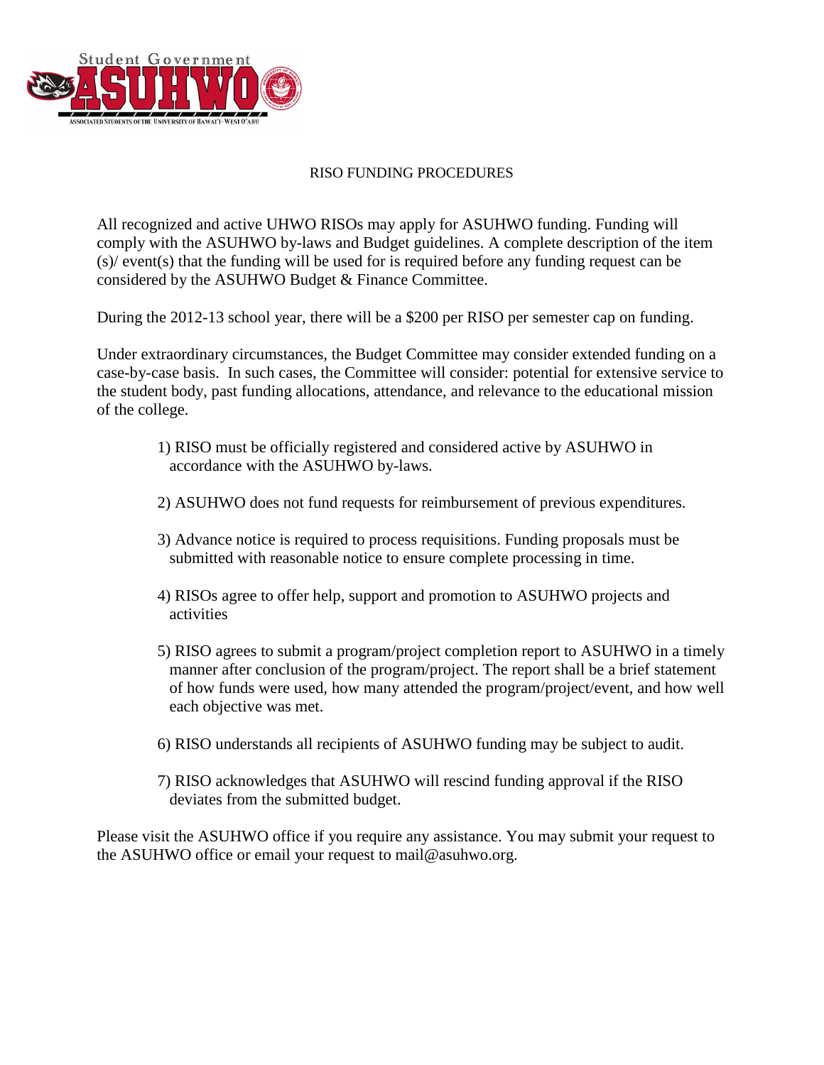# RISO FUNDING PROCEDURES

All recognized and active UHWO RISOs may apply for ASUHWO funding. Funding will comply with the ASUHWO by-laws and Budget guidelines. A complete description of the item (s)/ event(s) that the funding will be used for is required before any funding request can be considered by the ASUHWO Budget & Finance Committee.

During the 2012-13 school year, there will be a $200 per RISO per semester cap on funding.

Under extraordinary circumstances, the Budget Committee may consider extended funding on a case-by-case basis. In such cases, the Committee will consider: potential for extensive service to the student body, past funding allocations, attendance, and relevance to the educational mission of the college.

1) RISO must be officially registered and considered active by ASUHWO in accordance with the ASUHWO by-laws.

2) ASUHWO does not fund requests for reimbursement of previous expenditures.

3) Advance notice is required to process requisitions. Funding proposals must be submitted with reasonable notice to ensure complete processing in time.

4) RISOs agree to offer help, support and promotion to ASUHWO projects and activities

5) RISO agrees to submit a program/project completion report to ASUHWO in a timely manner after conclusion of the program/project. The report shall be a brief statement of how funds were used, how many attended the program/project/event, and how well each objective was met.

6) RISO understands all recipients of ASUHWO funding may be subject to audit.

7) RISO acknowledges that ASUHWO will rescind funding approval if the RISO deviates from the submitted budget.

Please visit the ASUHWO office if you require any assistance. You may submit your request to the ASUHWO office or email your request to mail@asuhwo.org.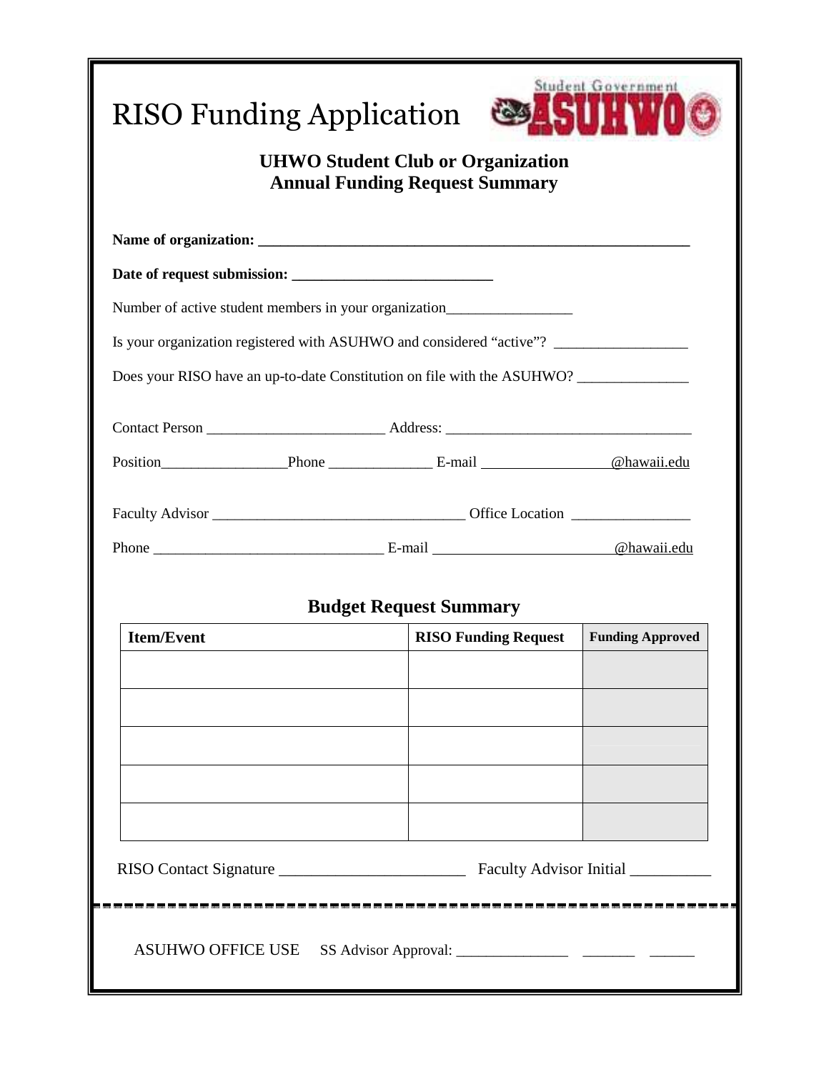# RISO Funding Application

Student Government ASUHWO

**UHWO Student Club or Organization**
**Annual Funding Request Summary**

**Name of organization: ___________________________________________________________**

**Date of request submission: ___________________________**

Number of active student members in your organization_________________

Is your organization registered with ASUHWO and considered "active"? __________________

Does your RISO have an up-to-date Constitution on file with the ASUHWO? _______________

Contact Person ________________________ Address: __________________________________

Position_________________Phone ______________ E-mail _________________@hawaii.edu

Faculty Advisor __________________________________ Office Location ________________

Phone _______________________________ E-mail ________________________@hawaii.edu

## Budget Request Summary

| Item/Event | RISO Funding Request | Funding Approved |
|---|---|---|
| | | |
| | | |
| | | |
| | | |
| | | |

RISO Contact Signature _______________________ Faculty Advisor Initial __________

---

ASUHWO OFFICE USE SS Advisor Approval: _______________ _______ ______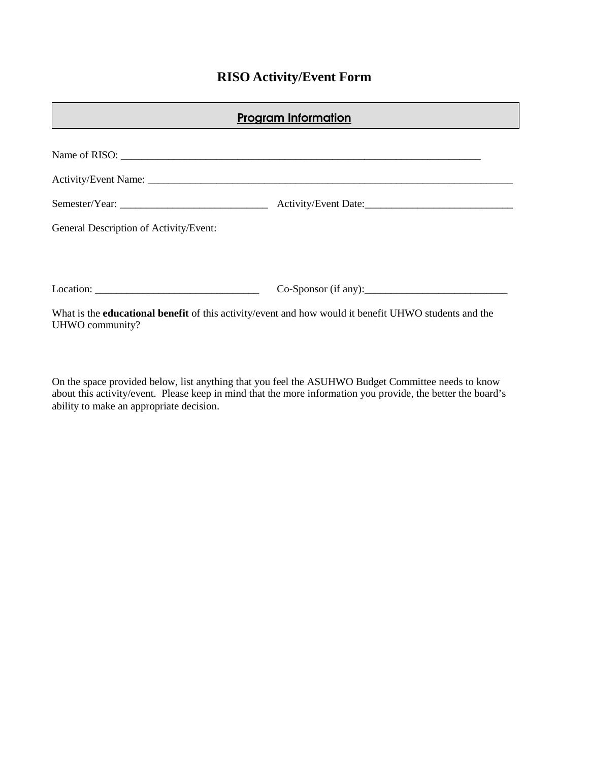# RISO Activity/Event Form

## Program Information

Name of RISO: ___________________________________________________________________________

Activity/Event Name: ___________________________________________________________________________

Semester/Year: ____________________________ Activity/Event Date:____________________________

General Description of Activity/Event:

Location: _______________________________ Co-Sponsor (if any):___________________________

What is the **educational benefit** of this activity/event and how would it benefit UHWO students and the UHWO community?

On the space provided below, list anything that you feel the ASUHWO Budget Committee needs to know about this activity/event. Please keep in mind that the more information you provide, the better the board's ability to make an appropriate decision.